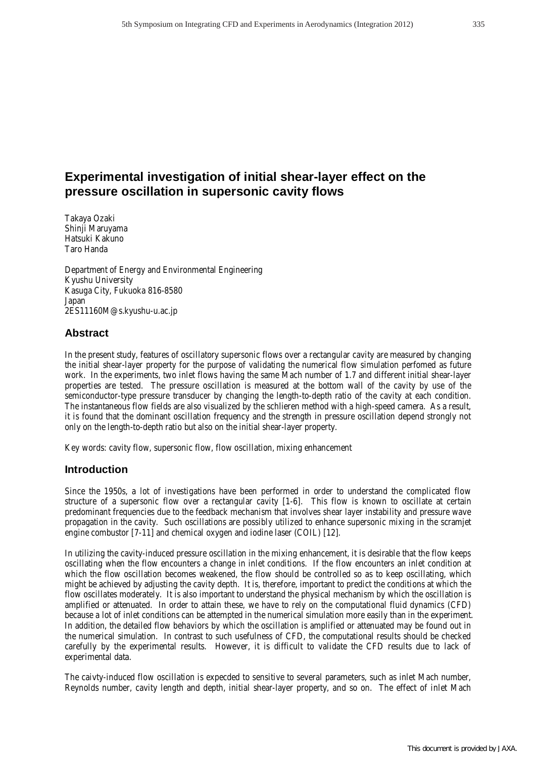# Experimental investigation of initial shear-layer effect on the pressure oscillation in supersonic cavity flows

Takaya Ozaki
Shinji Maruyama
Hatsuki Kakuno
Taro Handa

Department of Energy and Environmental Engineering
Kyushu University
Kasuga City, Fukuoka 816-8580
Japan
2ES11160M@s.kyushu-u.ac.jp

## Abstract

In the present study, features of oscillatory supersonic flows over a rectangular cavity are measured by changing the initial shear-layer property for the purpose of validating the numerical flow simulation perfomed as future work. In the experiments, two inlet flows having the same Mach number of 1.7 and different initial shear-layer properties are tested. The pressure oscillation is measured at the bottom wall of the cavity by use of the semiconductor-type pressure transducer by changing the length-to-depth ratio of the cavity at each condition. The instantaneous flow fields are also visualized by the schlieren method with a high-speed camera. As a result, it is found that the dominant oscillation frequency and the strength in pressure oscillation depend strongly not only on the length-to-depth ratio but also on the initial shear-layer property.

Key words: cavity flow, supersonic flow, flow oscillation, mixing enhancement

## Introduction

Since the 1950s, a lot of investigations have been performed in order to understand the complicated flow structure of a supersonic flow over a rectangular cavity [1-6]. This flow is known to oscillate at certain predominant frequencies due to the feedback mechanism that involves shear layer instability and pressure wave propagation in the cavity. Such oscillations are possibly utilized to enhance supersonic mixing in the scramjet engine combustor [7-11] and chemical oxygen and iodine laser (COIL) [12].

In utilizing the cavity-induced pressure oscillation in the mixing enhancement, it is desirable that the flow keeps oscillating when the flow encounters a change in inlet conditions. If the flow encounters an inlet condition at which the flow oscillation becomes weakened, the flow should be controlled so as to keep oscillating, which might be achieved by adjusting the cavity depth. It is, therefore, important to predict the conditions at which the flow oscillates moderately. It is also important to understand the physical mechanism by which the oscillation is amplified or attenuated. In order to attain these, we have to rely on the computational fluid dynamics (CFD) because a lot of inlet conditions can be attempted in the numerical simulation more easily than in the experiment. In addition, the detailed flow behaviors by which the oscillation is amplified or attenuated may be found out in the numerical simulation. In contrast to such usefulness of CFD, the computational results should be checked carefully by the experimental results. However, it is difficult to validate the CFD results due to lack of experimental data.

The caivty-induced flow oscillation is expecded to sensitive to several parameters, such as inlet Mach number, Reynolds number, cavity length and depth, initial shear-layer property, and so on. The effect of inlet Mach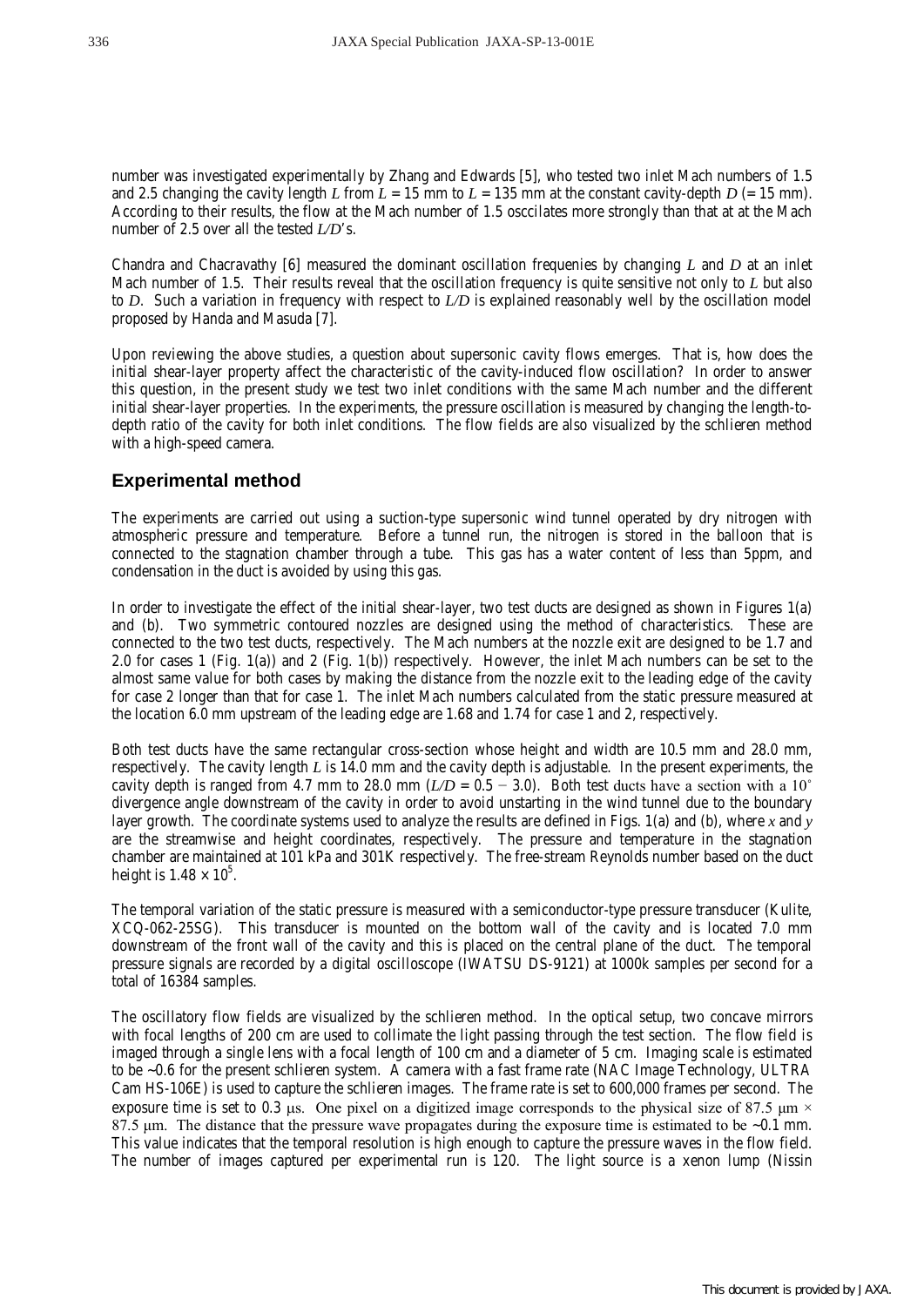number was investigated experimentally by Zhang and Edwards [5], who tested two inlet Mach numbers of 1.5 and 2.5 changing the cavity length $L$ from $L$ = 15 mm to $L$ = 135 mm at the constant cavity-depth $D$ (= 15 mm). According to their results, the flow at the Mach number of 1.5 osccilates more strongly than that at at the Mach number of 2.5 over all the tested $L/D$'s.

Chandra and Chacravathy [6] measured the dominant oscillation frequenies by changing $L$ and $D$ at an inlet Mach number of 1.5. Their results reveal that the oscillation frequency is quite sensitive not only to $L$ but also to $D$. Such a variation in frequency with respect to $L/D$ is explained reasonably well by the oscillation model proposed by Handa and Masuda [7].

Upon reviewing the above studies, a question about supersonic cavity flows emerges. That is, how does the initial shear-layer property affect the characteristic of the cavity-induced flow oscillation? In order to answer this question, in the present study we test two inlet conditions with the same Mach number and the different initial shear-layer properties. In the experiments, the pressure oscillation is measured by changing the length-to-depth ratio of the cavity for both inlet conditions. The flow fields are also visualized by the schlieren method with a high-speed camera.

## Experimental method

The experiments are carried out using a suction-type supersonic wind tunnel operated by dry nitrogen with atmospheric pressure and temperature. Before a tunnel run, the nitrogen is stored in the balloon that is connected to the stagnation chamber through a tube. This gas has a water content of less than 5ppm, and condensation in the duct is avoided by using this gas.

In order to investigate the effect of the initial shear-layer, two test ducts are designed as shown in Figures 1(a) and (b). Two symmetric contoured nozzles are designed using the method of characteristics. These are connected to the two test ducts, respectively. The Mach numbers at the nozzle exit are designed to be 1.7 and 2.0 for cases 1 (Fig. 1(a)) and 2 (Fig. 1(b)) respectively. However, the inlet Mach numbers can be set to the almost same value for both cases by making the distance from the nozzle exit to the leading edge of the cavity for case 2 longer than that for case 1. The inlet Mach numbers calculated from the static pressure measured at the location 6.0 mm upstream of the leading edge are 1.68 and 1.74 for case 1 and 2, respectively.

Both test ducts have the same rectangular cross-section whose height and width are 10.5 mm and 28.0 mm, respectively. The cavity length $L$ is 14.0 mm and the cavity depth is adjustable. In the present experiments, the cavity depth is ranged from 4.7 mm to 28.0 mm ($L/D$ = 0.5 − 3.0). Both test ducts have a section with a 10° divergence angle downstream of the cavity in order to avoid unstarting in the wind tunnel due to the boundary layer growth. The coordinate systems used to analyze the results are defined in Figs. 1(a) and (b), where $x$ and $y$ are the streamwise and height coordinates, respectively. The pressure and temperature in the stagnation chamber are maintained at 101 kPa and 301K respectively. The free-stream Reynolds number based on the duct height is $1.48 \times 10^5$.

The temporal variation of the static pressure is measured with a semiconductor-type pressure transducer (Kulite, XCQ-062-25SG). This transducer is mounted on the bottom wall of the cavity and is located 7.0 mm downstream of the front wall of the cavity and this is placed on the central plane of the duct. The temporal pressure signals are recorded by a digital oscilloscope (IWATSU DS-9121) at 1000k samples per second for a total of 16384 samples.

The oscillatory flow fields are visualized by the schlieren method. In the optical setup, two concave mirrors with focal lengths of 200 cm are used to collimate the light passing through the test section. The flow field is imaged through a single lens with a focal length of 100 cm and a diameter of 5 cm. Imaging scale is estimated to be ~0.6 for the present schlieren system. A camera with a fast frame rate (NAC Image Technology, ULTRA Cam HS-106E) is used to capture the schlieren images. The frame rate is set to 600,000 frames per second. The exposure time is set to 0.3 μs. One pixel on a digitized image corresponds to the physical size of 87.5 μm × 87.5 μm. The distance that the pressure wave propagates during the exposure time is estimated to be ~0.1 mm. This value indicates that the temporal resolution is high enough to capture the pressure waves in the flow field. The number of images captured per experimental run is 120. The light source is a xenon lump (Nissin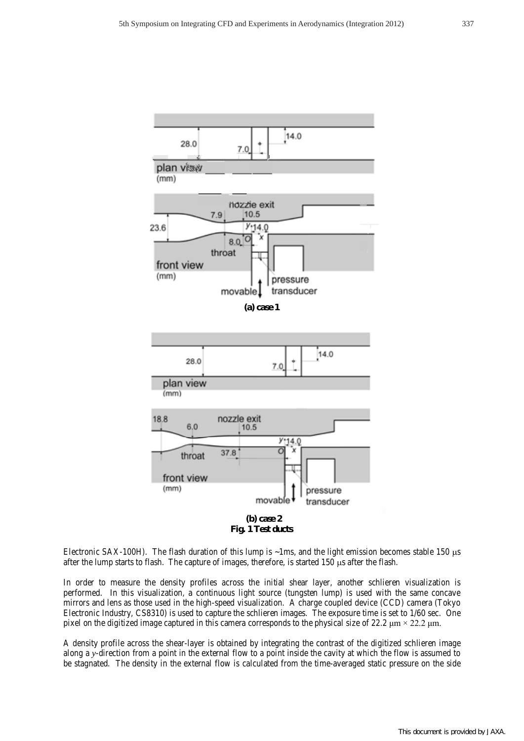**(a) case 1**

**(b) case 2**

**Fig. 1 Test ducts**

Electronic SAX-100H). The flash duration of this lump is ~1ms, and the light emission becomes stable 150 μs after the lump starts to flash. The capture of images, therefore, is started 150 μs after the flash.

In order to measure the density profiles across the initial shear layer, another schlieren visualization is performed. In this visualization, a continuous light source (tungsten lump) is used with the same concave mirrors and lens as those used in the high-speed visualization. A charge coupled device (CCD) camera (Tokyo Electronic Industry, CS8310) is used to capture the schlieren images. The exposure time is set to 1/60 sec. One pixel on the digitized image captured in this camera corresponds to the physical size of 22.2 μm × 22.2 μm.

A density profile across the shear-layer is obtained by integrating the contrast of the digitized schlieren image along a $y$-direction from a point in the external flow to a point inside the cavity at which the flow is assumed to be stagnated. The density in the external flow is calculated from the time-averaged static pressure on the side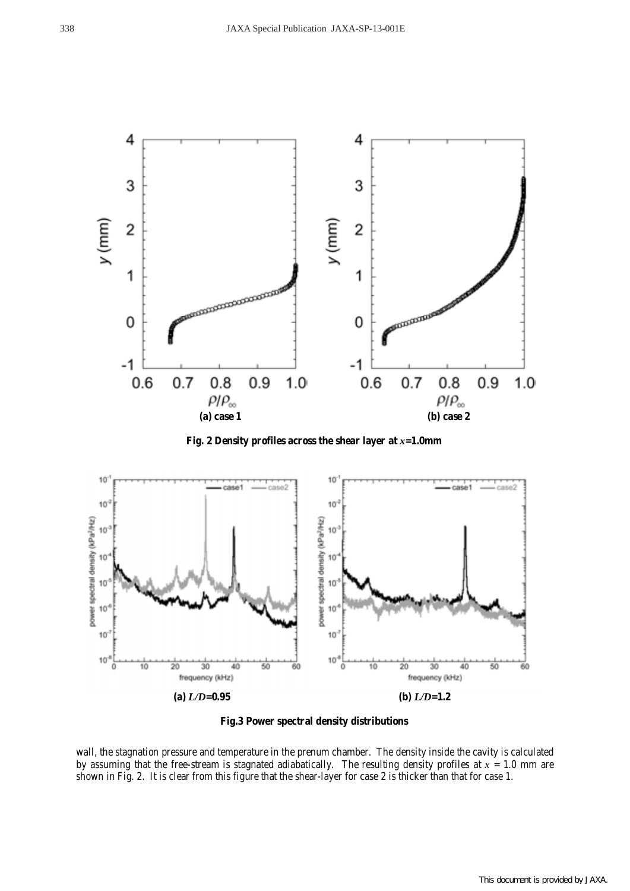(a) case 1

(b) case 2

**Fig. 2 Density profiles across the shear layer at $x$=1.0mm**

(a) $L/D$=0.95

(b) $L/D$=1.2

**Fig.3 Power spectral density distributions**

wall, the stagnation pressure and temperature in the prenum chamber. The density inside the cavity is calculated by assuming that the free-stream is stagnated adiabatically. The resulting density profiles at $x$ = 1.0 mm are shown in Fig. 2. It is clear from this figure that the shear-layer for case 2 is thicker than that for case 1.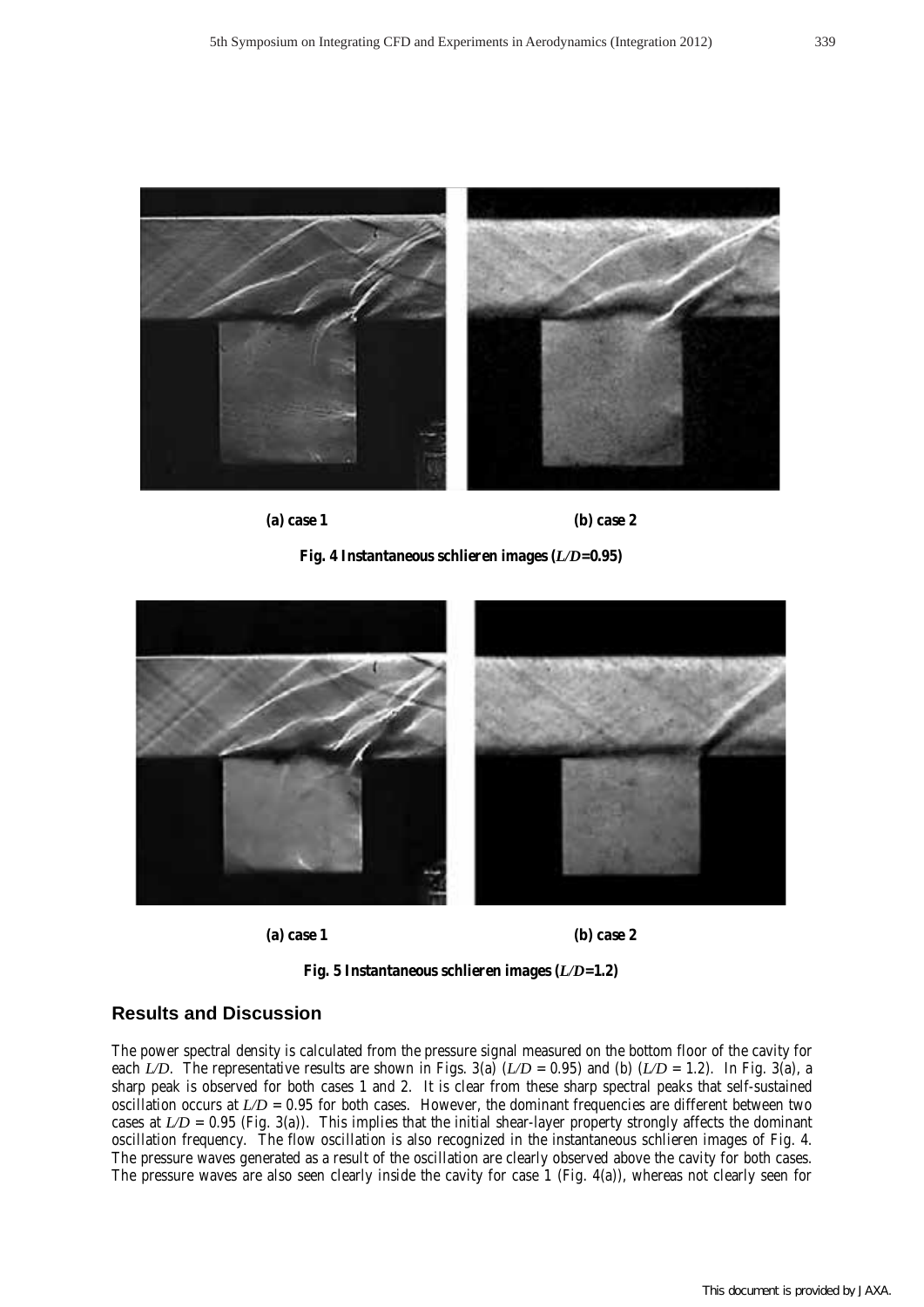**(a) case 1** **(b) case 2**

**Fig. 4 Instantaneous schlieren images ($L/D$=0.95)**

**(a) case 1** **(b) case 2**

**Fig. 5 Instantaneous schlieren images ($L/D$=1.2)**

## Results and Discussion

The power spectral density is calculated from the pressure signal measured on the bottom floor of the cavity for each $L/D$. The representative results are shown in Figs. 3(a) ($L/D$ = 0.95) and (b) ($L/D$ = 1.2). In Fig. 3(a), a sharp peak is observed for both cases 1 and 2. It is clear from these sharp spectral peaks that self-sustained oscillation occurs at $L/D$ = 0.95 for both cases. However, the dominant frequencies are different between two cases at $L/D$ = 0.95 (Fig. 3(a)). This implies that the initial shear-layer property strongly affects the dominant oscillation frequency. The flow oscillation is also recognized in the instantaneous schlieren images of Fig. 4. The pressure waves generated as a result of the oscillation are clearly observed above the cavity for both cases. The pressure waves are also seen clearly inside the cavity for case 1 (Fig. 4(a)), whereas not clearly seen for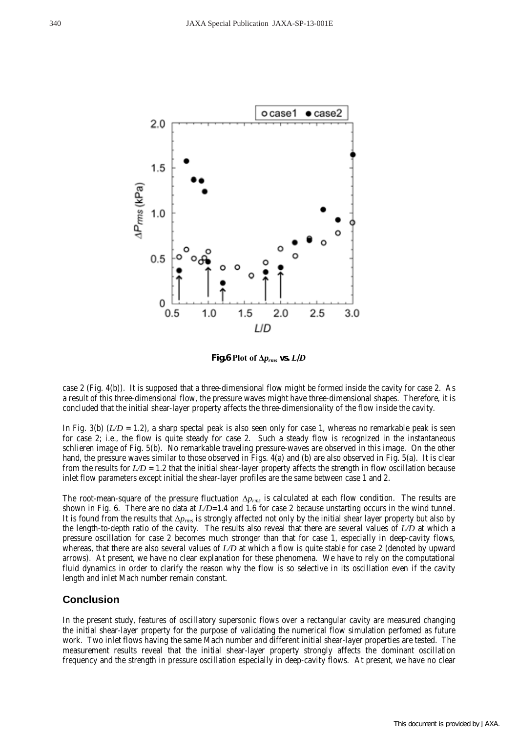**Fig.6** Plot of $\Delta p_{rms}$ vs. $L/D$

case 2 (Fig. 4(b)). It is supposed that a three-dimensional flow might be formed inside the cavity for case 2. As a result of this three-dimensional flow, the pressure waves might have three-dimensional shapes. Therefore, it is concluded that the initial shear-layer property affects the three-dimensionality of the flow inside the cavity.

In Fig. 3(b) ($L/D$ = 1.2), a sharp spectal peak is also seen only for case 1, whereas no remarkable peak is seen for case 2; i.e., the flow is quite steady for case 2. Such a steady flow is recognized in the instantaneous schlieren image of Fig. 5(b). No remarkable traveling pressure-waves are observed in this image. On the other hand, the pressure waves similar to those observed in Figs. 4(a) and (b) are also observed in Fig. 5(a). It is clear from the results for $L/D$ = 1.2 that the initial shear-layer property affects the strength in flow oscillation because inlet flow parameters except initial the shear-layer profiles are the same between case 1 and 2.

The root-mean-square of the pressure fluctuation $\Delta p_{rms}$ is calculated at each flow condition. The results are shown in Fig. 6. There are no data at $L/D$=1.4 and 1.6 for case 2 because unstarting occurs in the wind tunnel. It is found from the results that $\Delta p_{rms}$ is strongly affected not only by the initial shear layer property but also by the length-to-depth ratio of the cavity. The results also reveal that there are several values of $L/D$ at which a pressure oscillation for case 2 becomes much stronger than that for case 1, especially in deep-cavity flows, whereas, that there are also several values of $L/D$ at which a flow is quite stable for case 2 (denoted by upward arrows). At present, we have no clear explanation for these phenomena. We have to rely on the computational fluid dynamics in order to clarify the reason why the flow is so selective in its oscillation even if the cavity length and inlet Mach number remain constant.

## Conclusion

In the present study, features of oscillatory supersonic flows over a rectangular cavity are measured changing the initial shear-layer property for the purpose of validating the numerical flow simulation perfomed as future work. Two inlet flows having the same Mach number and different initial shear-layer properties are tested. The measurement results reveal that the initial shear-layer property strongly affects the dominant oscillation frequency and the strength in pressure oscillation especially in deep-cavity flows. At present, we have no clear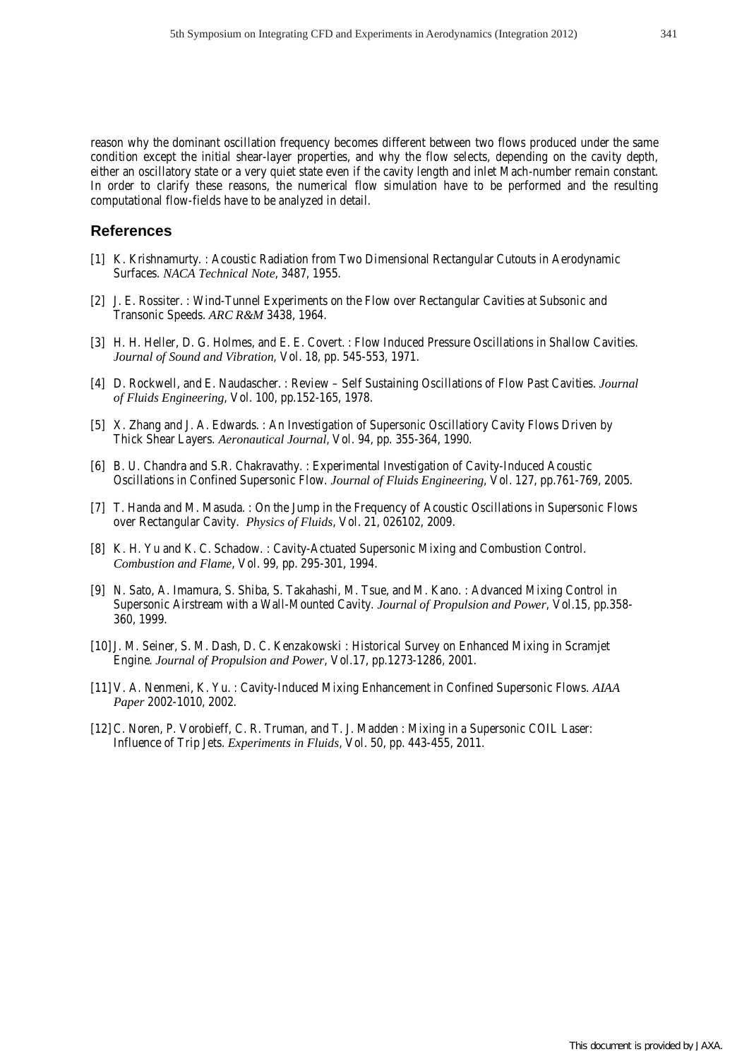reason why the dominant oscillation frequency becomes different between two flows produced under the same condition except the initial shear-layer properties, and why the flow selects, depending on the cavity depth, either an oscillatory state or a very quiet state even if the cavity length and inlet Mach-number remain constant. In order to clarify these reasons, the numerical flow simulation have to be performed and the resulting computational flow-fields have to be analyzed in detail.

## References

[1] K. Krishnamurty. : Acoustic Radiation from Two Dimensional Rectangular Cutouts in Aerodynamic Surfaces. *NACA Technical Note*, 3487, 1955.

[2] J. E. Rossiter. : Wind-Tunnel Experiments on the Flow over Rectangular Cavities at Subsonic and Transonic Speeds. *ARC R&M* 3438, 1964.

[3] H. H. Heller, D. G. Holmes, and E. E. Covert. : Flow Induced Pressure Oscillations in Shallow Cavities. *Journal of Sound and Vibration*, Vol. 18, pp. 545-553, 1971.

[4] D. Rockwell, and E. Naudascher. : Review – Self Sustaining Oscillations of Flow Past Cavities. *Journal of Fluids Engineering*, Vol. 100, pp.152-165, 1978.

[5] X. Zhang and J. A. Edwards. : An Investigation of Supersonic Oscillatiory Cavity Flows Driven by Thick Shear Layers. *Aeronautical Journal*, Vol. 94, pp. 355-364, 1990.

[6] B. U. Chandra and S.R. Chakravathy. : Experimental Investigation of Cavity-Induced Acoustic Oscillations in Confined Supersonic Flow. *Journal of Fluids Engineering*, Vol. 127, pp.761-769, 2005.

[7] T. Handa and M. Masuda. : On the Jump in the Frequency of Acoustic Oscillations in Supersonic Flows over Rectangular Cavity. *Physics of Fluids*, Vol. 21, 026102, 2009.

[8] K. H. Yu and K. C. Schadow. : Cavity-Actuated Supersonic Mixing and Combustion Control. *Combustion and Flame*, Vol. 99, pp. 295-301, 1994.

[9] N. Sato, A. Imamura, S. Shiba, S. Takahashi, M. Tsue, and M. Kano. : Advanced Mixing Control in Supersonic Airstream with a Wall-Mounted Cavity. *Journal of Propulsion and Power*, Vol.15, pp.358-360, 1999.

[10] J. M. Seiner, S. M. Dash, D. C. Kenzakowski : Historical Survey on Enhanced Mixing in Scramjet Engine. *Journal of Propulsion and Power*, Vol.17, pp.1273-1286, 2001.

[11] V. A. Nenmeni, K. Yu. : Cavity-Induced Mixing Enhancement in Confined Supersonic Flows. *AIAA Paper* 2002-1010, 2002.

[12] C. Noren, P. Vorobieff, C. R. Truman, and T. J. Madden : Mixing in a Supersonic COIL Laser: Influence of Trip Jets. *Experiments in Fluids*, Vol. 50, pp. 443-455, 2011.